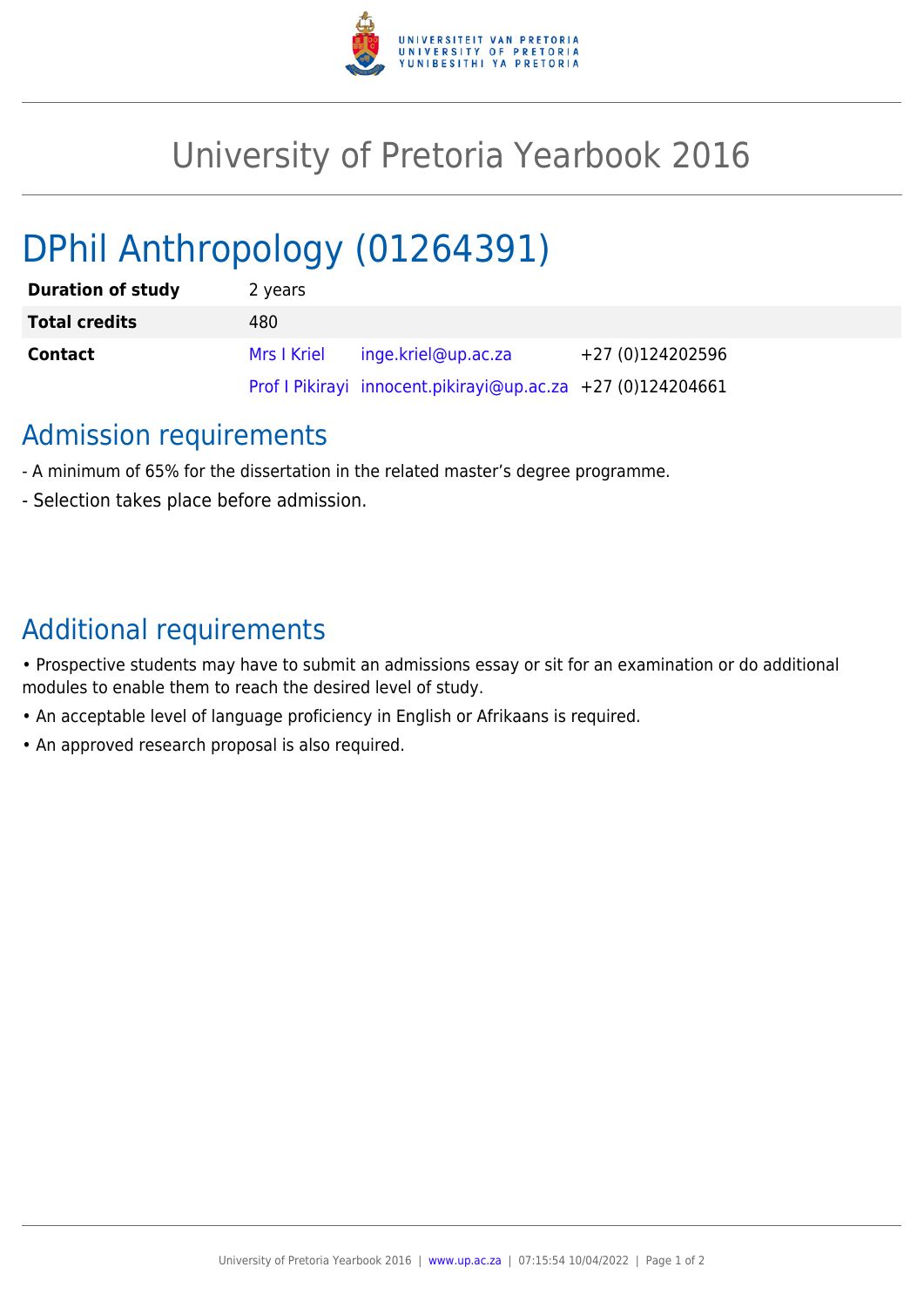# University of Pretoria Yearbook 2016

## DPhil Anthropology (01264391)

| | | | |
|---|---|---|---|
| **Duration of study** | 2 years | | |
| **Total credits** | 480 | | |
| **Contact** | Mrs I Kriel | inge.kriel@up.ac.za | +27 (0)124202596 |
| | Prof I Pikirayi | innocent.pikirayi@up.ac.za | +27 (0)124204661 |

## Admission requirements

- A minimum of 65% for the dissertation in the related master's degree programme.
- Selection takes place before admission.

## Additional requirements

- Prospective students may have to submit an admissions essay or sit for an examination or do additional modules to enable them to reach the desired level of study.
- An acceptable level of language proficiency in English or Afrikaans is required.
- An approved research proposal is also required.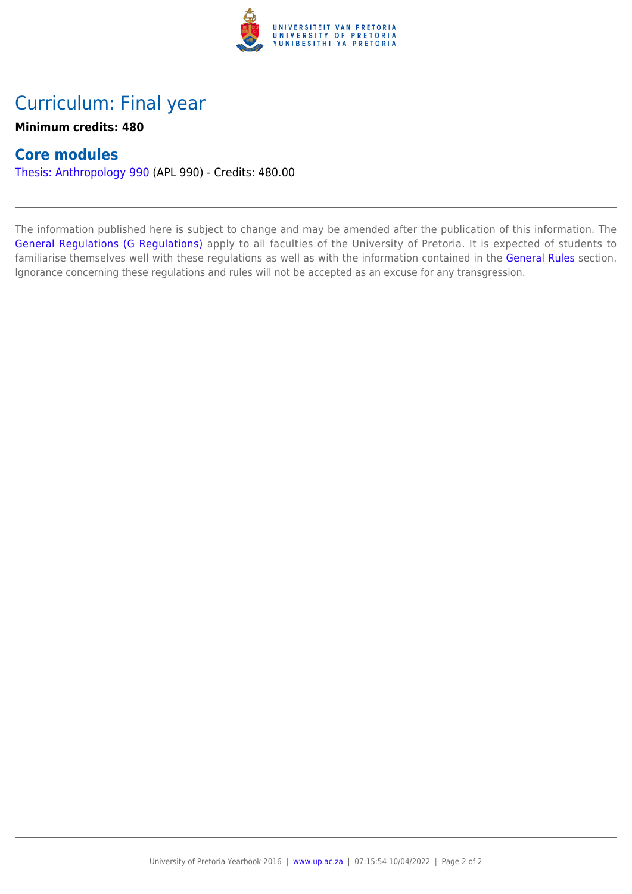## Curriculum: Final year

**Minimum credits: 480**

### Core modules

Thesis: Anthropology 990 (APL 990) - Credits: 480.00

The information published here is subject to change and may be amended after the publication of this information. The General Regulations (G Regulations) apply to all faculties of the University of Pretoria. It is expected of students to familiarise themselves well with these regulations as well as with the information contained in the General Rules section. Ignorance concerning these regulations and rules will not be accepted as an excuse for any transgression.